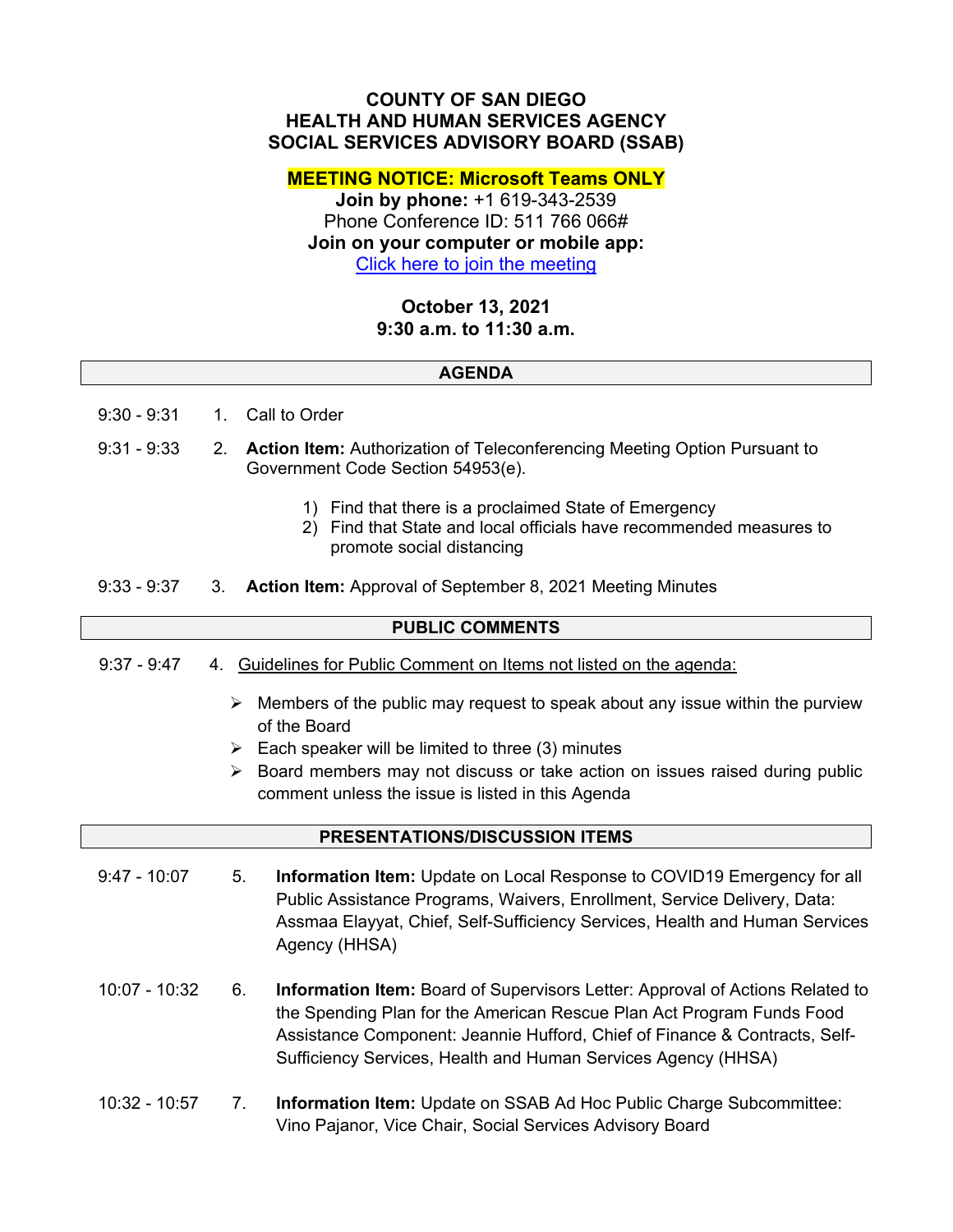# COUNTY OF SAN DIEGO
# HEALTH AND HUMAN SERVICES AGENCY
# SOCIAL SERVICES ADVISORY BOARD (SSAB)

**MEETING NOTICE: Microsoft Teams ONLY**

**Join by phone:** +1 619-343-2539
Phone Conference ID: 511 766 066#
**Join on your computer or mobile app:**
[Click here to join the meeting]

**October 13, 2021**
**9:30 a.m. to 11:30 a.m.**

## AGENDA

9:30 - 9:31 1. Call to Order

9:31 - 9:33 2. **Action Item:** Authorization of Teleconferencing Meeting Option Pursuant to Government Code Section 54953(e).

1) Find that there is a proclaimed State of Emergency
2) Find that State and local officials have recommended measures to promote social distancing

9:33 - 9:37 3. **Action Item:** Approval of September 8, 2021 Meeting Minutes

## PUBLIC COMMENTS

9:37 - 9:47 4. Guidelines for Public Comment on Items not listed on the agenda:

- Members of the public may request to speak about any issue within the purview of the Board
- Each speaker will be limited to three (3) minutes
- Board members may not discuss or take action on issues raised during public comment unless the issue is listed in this Agenda

## PRESENTATIONS/DISCUSSION ITEMS

9:47 - 10:07 5. **Information Item:** Update on Local Response to COVID19 Emergency for all Public Assistance Programs, Waivers, Enrollment, Service Delivery, Data: Assmaa Elayyat, Chief, Self-Sufficiency Services, Health and Human Services Agency (HHSA)

10:07 - 10:32 6. **Information Item:** Board of Supervisors Letter: Approval of Actions Related to the Spending Plan for the American Rescue Plan Act Program Funds Food Assistance Component: Jeannie Hufford, Chief of Finance & Contracts, Self-Sufficiency Services, Health and Human Services Agency (HHSA)

10:32 - 10:57 7. **Information Item:** Update on SSAB Ad Hoc Public Charge Subcommittee: Vino Pajanor, Vice Chair, Social Services Advisory Board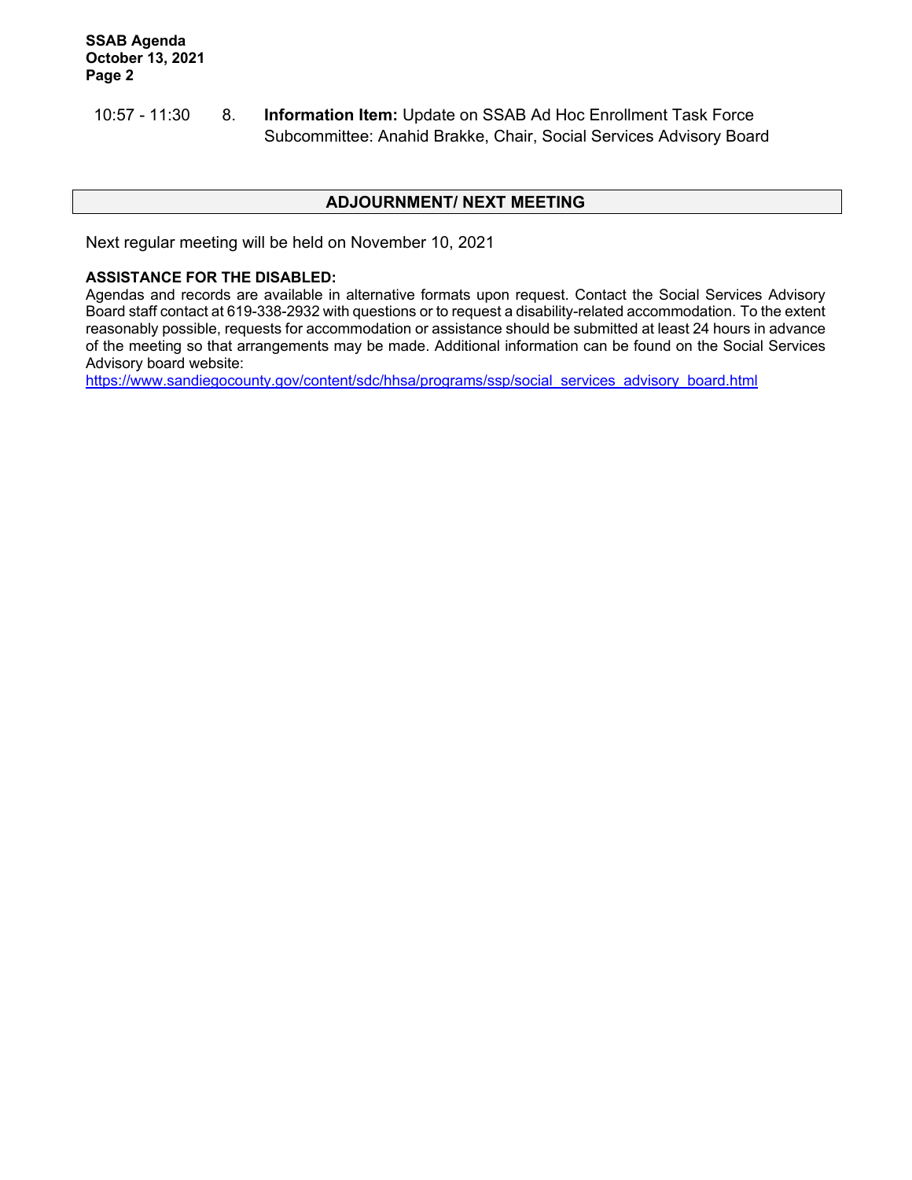10:57 - 11:30 8. **Information Item:** Update on SSAB Ad Hoc Enrollment Task Force Subcommittee: Anahid Brakke, Chair, Social Services Advisory Board

## ADJOURNMENT/ NEXT MEETING

Next regular meeting will be held on November 10, 2021

**ASSISTANCE FOR THE DISABLED:**

Agendas and records are available in alternative formats upon request. Contact the Social Services Advisory Board staff contact at 619-338-2932 with questions or to request a disability-related accommodation. To the extent reasonably possible, requests for accommodation or assistance should be submitted at least 24 hours in advance of the meeting so that arrangements may be made. Additional information can be found on the Social Services Advisory board website:
https://www.sandiegocounty.gov/content/sdc/hhsa/programs/ssp/social_services_advisory_board.html